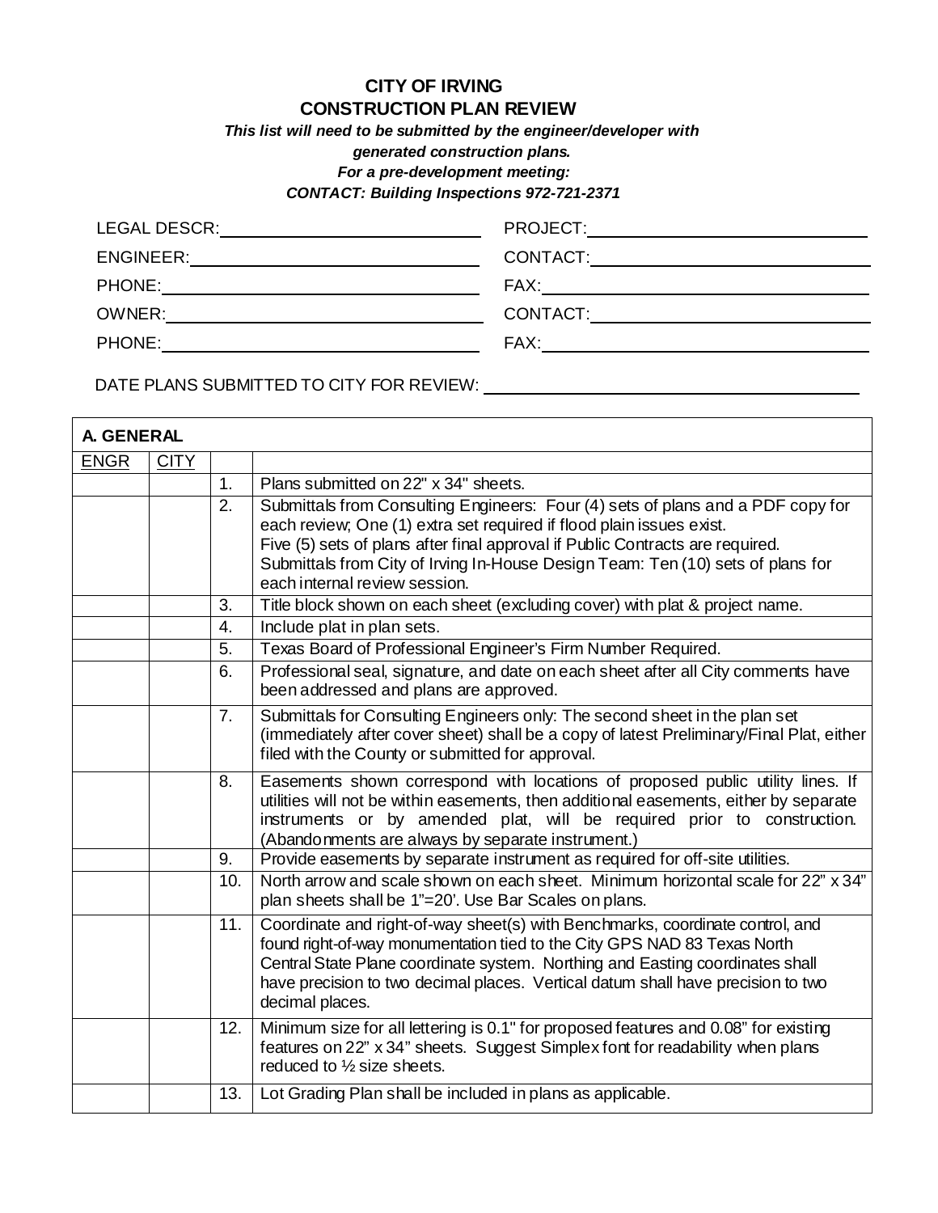# CITY OF IRVING
## CONSTRUCTION PLAN REVIEW

***This list will need to be submitted by the engineer/developer with generated construction plans.***
***For a pre-development meeting:***
***CONTACT: Building Inspections 972-721-2371***

LEGAL DESCR: ______________________ PROJECT: ______________________

ENGINEER: ______________________ CONTACT: ______________________

PHONE: ______________________ FAX: ______________________

OWNER: ______________________ CONTACT: ______________________

PHONE: ______________________ FAX: ______________________

DATE PLANS SUBMITTED TO CITY FOR REVIEW: ______________________

| **A. GENERAL** | | | |
|---|---|---|---|
| ENGR | CITY | | |
| | | 1. | Plans submitted on 22" x 34" sheets. |
| | | 2. | Submittals from Consulting Engineers: Four (4) sets of plans and a PDF copy for each review; One (1) extra set required if flood plain issues exist. Five (5) sets of plans after final approval if Public Contracts are required. Submittals from City of Irving In-House Design Team: Ten (10) sets of plans for each internal review session. |
| | | 3. | Title block shown on each sheet (excluding cover) with plat & project name. |
| | | 4. | Include plat in plan sets. |
| | | 5. | Texas Board of Professional Engineer's Firm Number Required. |
| | | 6. | Professional seal, signature, and date on each sheet after all City comments have been addressed and plans are approved. |
| | | 7. | Submittals for Consulting Engineers only: The second sheet in the plan set (immediately after cover sheet) shall be a copy of latest Preliminary/Final Plat, either filed with the County or submitted for approval. |
| | | 8. | Easements shown correspond with locations of proposed public utility lines. If utilities will not be within easements, then additional easements, either by separate instruments or by amended plat, will be required prior to construction. (Abandonments are always by separate instrument.) |
| | | 9. | Provide easements by separate instrument as required for off-site utilities. |
| | | 10. | North arrow and scale shown on each sheet. Minimum horizontal scale for 22" x 34" plan sheets shall be 1"=20'. Use Bar Scales on plans. |
| | | 11. | Coordinate and right-of-way sheet(s) with Benchmarks, coordinate control, and found right-of-way monumentation tied to the City GPS NAD 83 Texas North Central State Plane coordinate system. Northing and Easting coordinates shall have precision to two decimal places. Vertical datum shall have precision to two decimal places. |
| | | 12. | Minimum size for all lettering is 0.1" for proposed features and 0.08" for existing features on 22" x 34" sheets. Suggest Simplex font for readability when plans reduced to ½ size sheets. |
| | | 13. | Lot Grading Plan shall be included in plans as applicable. |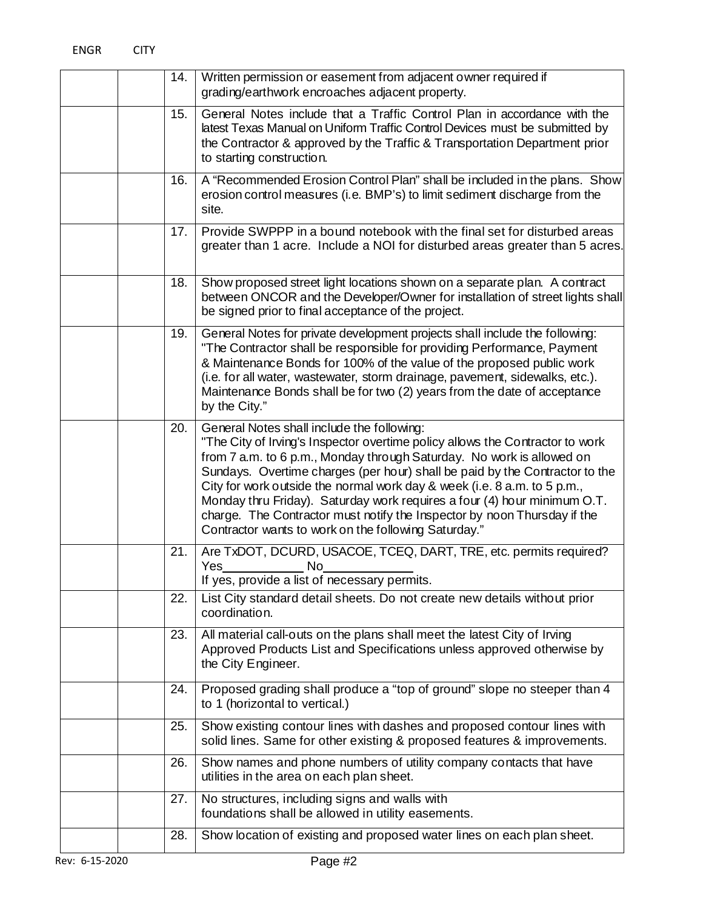| ENGR | CITY | | |
|---|---|---|---|
| | | 14. | Written permission or easement from adjacent owner required if grading/earthwork encroaches adjacent property. |
| | | 15. | General Notes include that a Traffic Control Plan in accordance with the latest Texas Manual on Uniform Traffic Control Devices must be submitted by the Contractor & approved by the Traffic & Transportation Department prior to starting construction. |
| | | 16. | A "Recommended Erosion Control Plan" shall be included in the plans. Show erosion control measures (i.e. BMP's) to limit sediment discharge from the site. |
| | | 17. | Provide SWPPP in a bound notebook with the final set for disturbed areas greater than 1 acre. Include a NOI for disturbed areas greater than 5 acres. |
| | | 18. | Show proposed street light locations shown on a separate plan. A contract between ONCOR and the Developer/Owner for installation of street lights shall be signed prior to final acceptance of the project. |
| | | 19. | General Notes for private development projects shall include the following: "The Contractor shall be responsible for providing Performance, Payment & Maintenance Bonds for 100% of the value of the proposed public work (i.e. for all water, wastewater, storm drainage, pavement, sidewalks, etc.). Maintenance Bonds shall be for two (2) years from the date of acceptance by the City." |
| | | 20. | General Notes shall include the following: "The City of Irving's Inspector overtime policy allows the Contractor to work from 7 a.m. to 6 p.m., Monday through Saturday. No work is allowed on Sundays. Overtime charges (per hour) shall be paid by the Contractor to the City for work outside the normal work day & week (i.e. 8 a.m. to 5 p.m., Monday thru Friday). Saturday work requires a four (4) hour minimum O.T. charge. The Contractor must notify the Inspector by noon Thursday if the Contractor wants to work on the following Saturday." |
| | | 21. | Are TxDOT, DCURD, USACOE, TCEQ, DART, TRE, etc. permits required? Yes\_\_\_\_\_\_\_\_\_\_ No\_\_\_\_\_\_\_\_\_\_ If yes, provide a list of necessary permits. |
| | | 22. | List City standard detail sheets. Do not create new details without prior coordination. |
| | | 23. | All material call-outs on the plans shall meet the latest City of Irving Approved Products List and Specifications unless approved otherwise by the City Engineer. |
| | | 24. | Proposed grading shall produce a "top of ground" slope no steeper than 4 to 1 (horizontal to vertical.) |
| | | 25. | Show existing contour lines with dashes and proposed contour lines with solid lines. Same for other existing & proposed features & improvements. |
| | | 26. | Show names and phone numbers of utility company contacts that have utilities in the area on each plan sheet. |
| | | 27. | No structures, including signs and walls with foundations shall be allowed in utility easements. |
| | | 28. | Show location of existing and proposed water lines on each plan sheet. |

Rev: 6-15-2020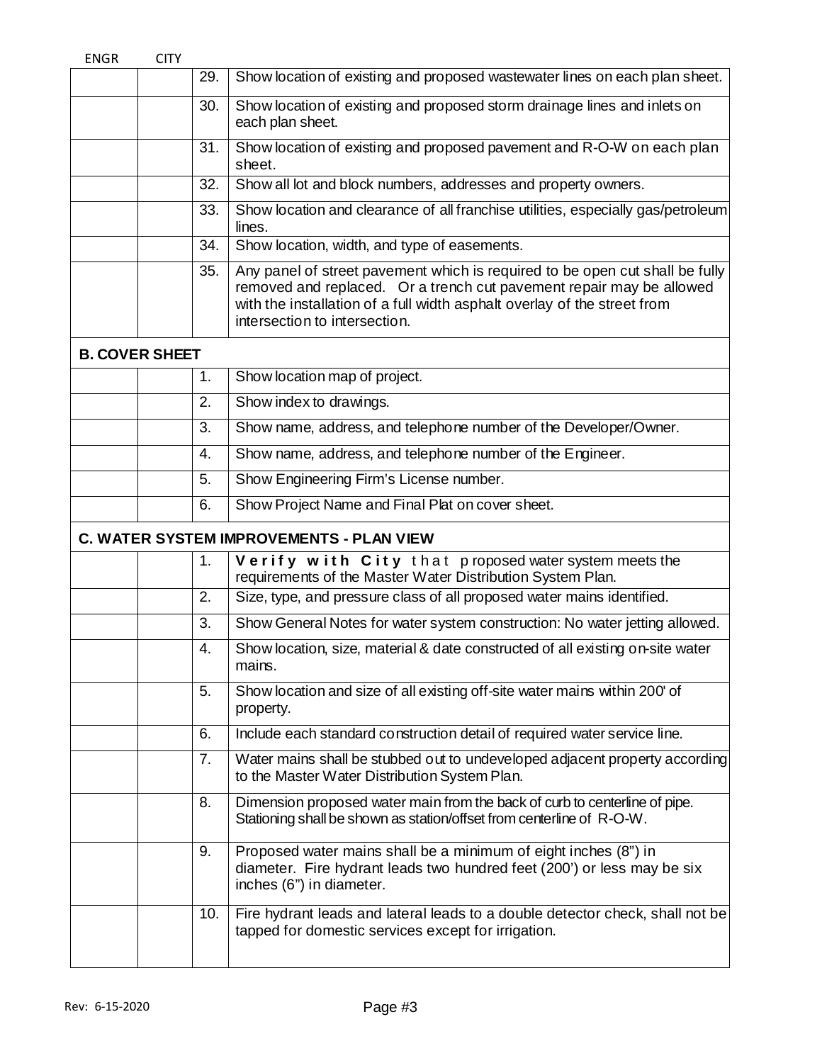| ENGR | CITY | | |
|---|---|---|---|
| | | 29. | Show location of existing and proposed wastewater lines on each plan sheet. |
| | | 30. | Show location of existing and proposed storm drainage lines and inlets on each plan sheet. |
| | | 31. | Show location of existing and proposed pavement and R-O-W on each plan sheet. |
| | | 32. | Show all lot and block numbers, addresses and property owners. |
| | | 33. | Show location and clearance of all franchise utilities, especially gas/petroleum lines. |
| | | 34. | Show location, width, and type of easements. |
| | | 35. | Any panel of street pavement which is required to be open cut shall be fully removed and replaced. Or a trench cut pavement repair may be allowed with the installation of a full width asphalt overlay of the street from intersection to intersection. |
| **B. COVER SHEET** | | | |
| | | 1. | Show location map of project. |
| | | 2. | Show index to drawings. |
| | | 3. | Show name, address, and telephone number of the Developer/Owner. |
| | | 4. | Show name, address, and telephone number of the Engineer. |
| | | 5. | Show Engineering Firm's License number. |
| | | 6. | Show Project Name and Final Plat on cover sheet. |
| **C. WATER SYSTEM IMPROVEMENTS - PLAN VIEW** | | | |
| | | 1. | **Verify with City** that proposed water system meets the requirements of the Master Water Distribution System Plan. |
| | | 2. | Size, type, and pressure class of all proposed water mains identified. |
| | | 3. | Show General Notes for water system construction: No water jetting allowed. |
| | | 4. | Show location, size, material & date constructed of all existing on-site water mains. |
| | | 5. | Show location and size of all existing off-site water mains within 200' of property. |
| | | 6. | Include each standard construction detail of required water service line. |
| | | 7. | Water mains shall be stubbed out to undeveloped adjacent property according to the Master Water Distribution System Plan. |
| | | 8. | Dimension proposed water main from the back of curb to centerline of pipe. Stationing shall be shown as station/offset from centerline of R-O-W. |
| | | 9. | Proposed water mains shall be a minimum of eight inches (8") in diameter. Fire hydrant leads two hundred feet (200') or less may be six inches (6") in diameter. |
| | | 10. | Fire hydrant leads and lateral leads to a double detector check, shall not be tapped for domestic services except for irrigation. |

Rev: 6-15-2020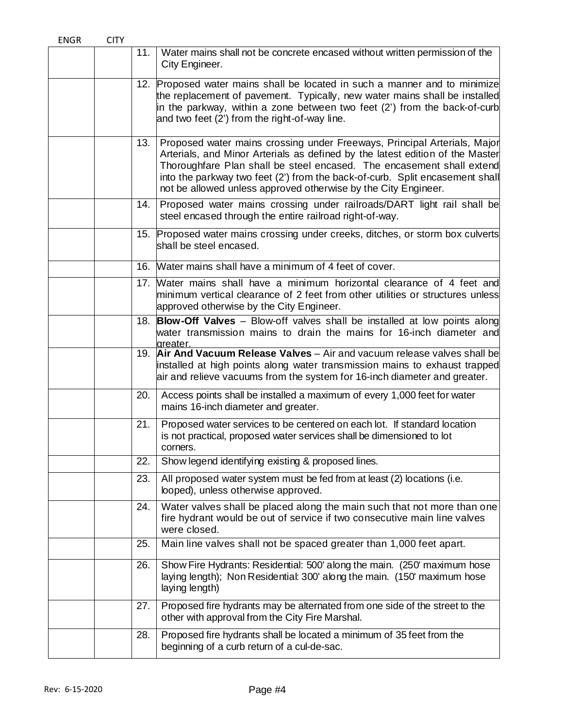| ENGR | CITY | | |
|---|---|---|---|
| | | 11. | Water mains shall not be concrete encased without written permission of the City Engineer. |
| | | 12. | Proposed water mains shall be located in such a manner and to minimize the replacement of pavement. Typically, new water mains shall be installed in the parkway, within a zone between two feet (2') from the back-of-curb and two feet (2') from the right-of-way line. |
| | | 13. | Proposed water mains crossing under Freeways, Principal Arterials, Major Arterials, and Minor Arterials as defined by the latest edition of the Master Thoroughfare Plan shall be steel encased. The encasement shall extend into the parkway two feet (2') from the back-of-curb. Split encasement shall not be allowed unless approved otherwise by the City Engineer. |
| | | 14. | Proposed water mains crossing under railroads/DART light rail shall be steel encased through the entire railroad right-of-way. |
| | | 15. | Proposed water mains crossing under creeks, ditches, or storm box culverts shall be steel encased. |
| | | 16. | Water mains shall have a minimum of 4 feet of cover. |
| | | 17. | Water mains shall have a minimum horizontal clearance of 4 feet and minimum vertical clearance of 2 feet from other utilities or structures unless approved otherwise by the City Engineer. |
| | | 18. | **Blow-Off Valves** – Blow-off valves shall be installed at low points along water transmission mains to drain the mains for 16-inch diameter and greater. |
| | | 19. | **Air And Vacuum Release Valves** – Air and vacuum release valves shall be installed at high points along water transmission mains to exhaust trapped air and relieve vacuums from the system for 16-inch diameter and greater. |
| | | 20. | Access points shall be installed a maximum of every 1,000 feet for water mains 16-inch diameter and greater. |
| | | 21. | Proposed water services to be centered on each lot. If standard location is not practical, proposed water services shall be dimensioned to lot corners. |
| | | 22. | Show legend identifying existing & proposed lines. |
| | | 23. | All proposed water system must be fed from at least (2) locations (i.e. looped), unless otherwise approved. |
| | | 24. | Water valves shall be placed along the main such that not more than one fire hydrant would be out of service if two consecutive main line valves were closed. |
| | | 25. | Main line valves shall not be spaced greater than 1,000 feet apart. |
| | | 26. | Show Fire Hydrants: Residential: 500' along the main. (250' maximum hose laying length); Non Residential: 300' along the main. (150' maximum hose laying length) |
| | | 27. | Proposed fire hydrants may be alternated from one side of the street to the other with approval from the City Fire Marshal. |
| | | 28. | Proposed fire hydrants shall be located a minimum of 35 feet from the beginning of a curb return of a cul-de-sac. |

Rev: 6-15-2020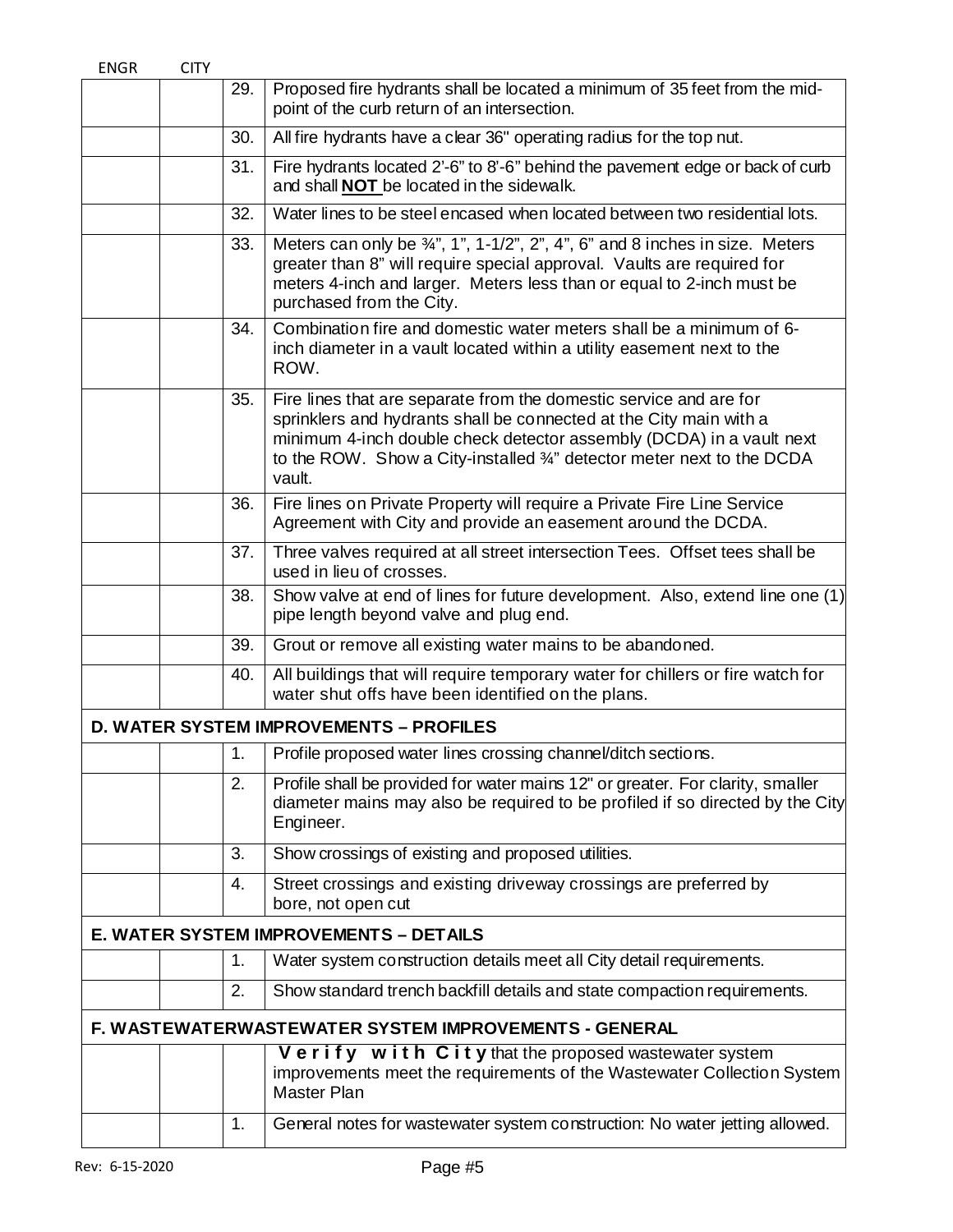| ENGR | CITY | | |
|---|---|---|---|
| | | 29. | Proposed fire hydrants shall be located a minimum of 35 feet from the mid-point of the curb return of an intersection. |
| | | 30. | All fire hydrants have a clear 36" operating radius for the top nut. |
| | | 31. | Fire hydrants located 2'-6" to 8'-6" behind the pavement edge or back of curb and shall **NOT** be located in the sidewalk. |
| | | 32. | Water lines to be steel encased when located between two residential lots. |
| | | 33. | Meters can only be ¾", 1", 1-1/2", 2", 4", 6" and 8 inches in size. Meters greater than 8" will require special approval. Vaults are required for meters 4-inch and larger. Meters less than or equal to 2-inch must be purchased from the City. |
| | | 34. | Combination fire and domestic water meters shall be a minimum of 6-inch diameter in a vault located within a utility easement next to the ROW. |
| | | 35. | Fire lines that are separate from the domestic service and are for sprinklers and hydrants shall be connected at the City main with a minimum 4-inch double check detector assembly (DCDA) in a vault next to the ROW. Show a City-installed ¾" detector meter next to the DCDA vault. |
| | | 36. | Fire lines on Private Property will require a Private Fire Line Service Agreement with City and provide an easement around the DCDA. |
| | | 37. | Three valves required at all street intersection Tees. Offset tees shall be used in lieu of crosses. |
| | | 38. | Show valve at end of lines for future development. Also, extend line one (1) pipe length beyond valve and plug end. |
| | | 39. | Grout or remove all existing water mains to be abandoned. |
| | | 40. | All buildings that will require temporary water for chillers or fire watch for water shut offs have been identified on the plans. |
| **D. WATER SYSTEM IMPROVEMENTS – PROFILES** | | | |
| | | 1. | Profile proposed water lines crossing channel/ditch sections. |
| | | 2. | Profile shall be provided for water mains 12" or greater. For clarity, smaller diameter mains may also be required to be profiled if so directed by the City Engineer. |
| | | 3. | Show crossings of existing and proposed utilities. |
| | | 4. | Street crossings and existing driveway crossings are preferred by bore, not open cut |
| **E. WATER SYSTEM IMPROVEMENTS – DETAILS** | | | |
| | | 1. | Water system construction details meet all City detail requirements. |
| | | 2. | Show standard trench backfill details and state compaction requirements. |
| **F. WASTEWATERWASTEWATER SYSTEM IMPROVEMENTS - GENERAL** | | | |
| | | | **Verify with City** that the proposed wastewater system improvements meet the requirements of the Wastewater Collection System Master Plan |
| | | 1. | General notes for wastewater system construction: No water jetting allowed. |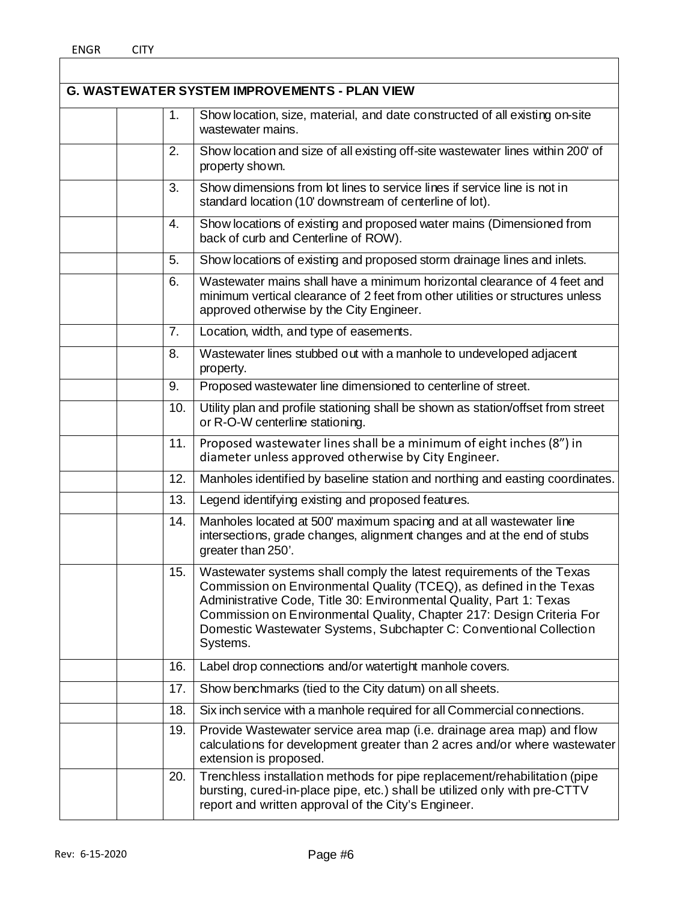| ENGR | CITY | | |
|---|---|---|---|
| | | | |
| **G. WASTEWATER SYSTEM IMPROVEMENTS - PLAN VIEW** | | | |
| | | 1. | Show location, size, material, and date constructed of all existing on-site wastewater mains. |
| | | 2. | Show location and size of all existing off-site wastewater lines within 200' of property shown. |
| | | 3. | Show dimensions from lot lines to service lines if service line is not in standard location (10' downstream of centerline of lot). |
| | | 4. | Show locations of existing and proposed water mains (Dimensioned from back of curb and Centerline of ROW). |
| | | 5. | Show locations of existing and proposed storm drainage lines and inlets. |
| | | 6. | Wastewater mains shall have a minimum horizontal clearance of 4 feet and minimum vertical clearance of 2 feet from other utilities or structures unless approved otherwise by the City Engineer. |
| | | 7. | Location, width, and type of easements. |
| | | 8. | Wastewater lines stubbed out with a manhole to undeveloped adjacent property. |
| | | 9. | Proposed wastewater line dimensioned to centerline of street. |
| | | 10. | Utility plan and profile stationing shall be shown as station/offset from street or R-O-W centerline stationing. |
| | | 11. | Proposed wastewater lines shall be a minimum of eight inches (8") in diameter unless approved otherwise by City Engineer. |
| | | 12. | Manholes identified by baseline station and northing and easting coordinates. |
| | | 13. | Legend identifying existing and proposed features. |
| | | 14. | Manholes located at 500' maximum spacing and at all wastewater line intersections, grade changes, alignment changes and at the end of stubs greater than 250'. |
| | | 15. | Wastewater systems shall comply the latest requirements of the Texas Commission on Environmental Quality (TCEQ), as defined in the Texas Administrative Code, Title 30: Environmental Quality, Part 1: Texas Commission on Environmental Quality, Chapter 217: Design Criteria For Domestic Wastewater Systems, Subchapter C: Conventional Collection Systems. |
| | | 16. | Label drop connections and/or watertight manhole covers. |
| | | 17. | Show benchmarks (tied to the City datum) on all sheets. |
| | | 18. | Six inch service with a manhole required for all Commercial connections. |
| | | 19. | Provide Wastewater service area map (i.e. drainage area map) and flow calculations for development greater than 2 acres and/or where wastewater extension is proposed. |
| | | 20. | Trenchless installation methods for pipe replacement/rehabilitation (pipe bursting, cured-in-place pipe, etc.) shall be utilized only with pre-CTTV report and written approval of the City's Engineer. |

Rev: 6-15-2020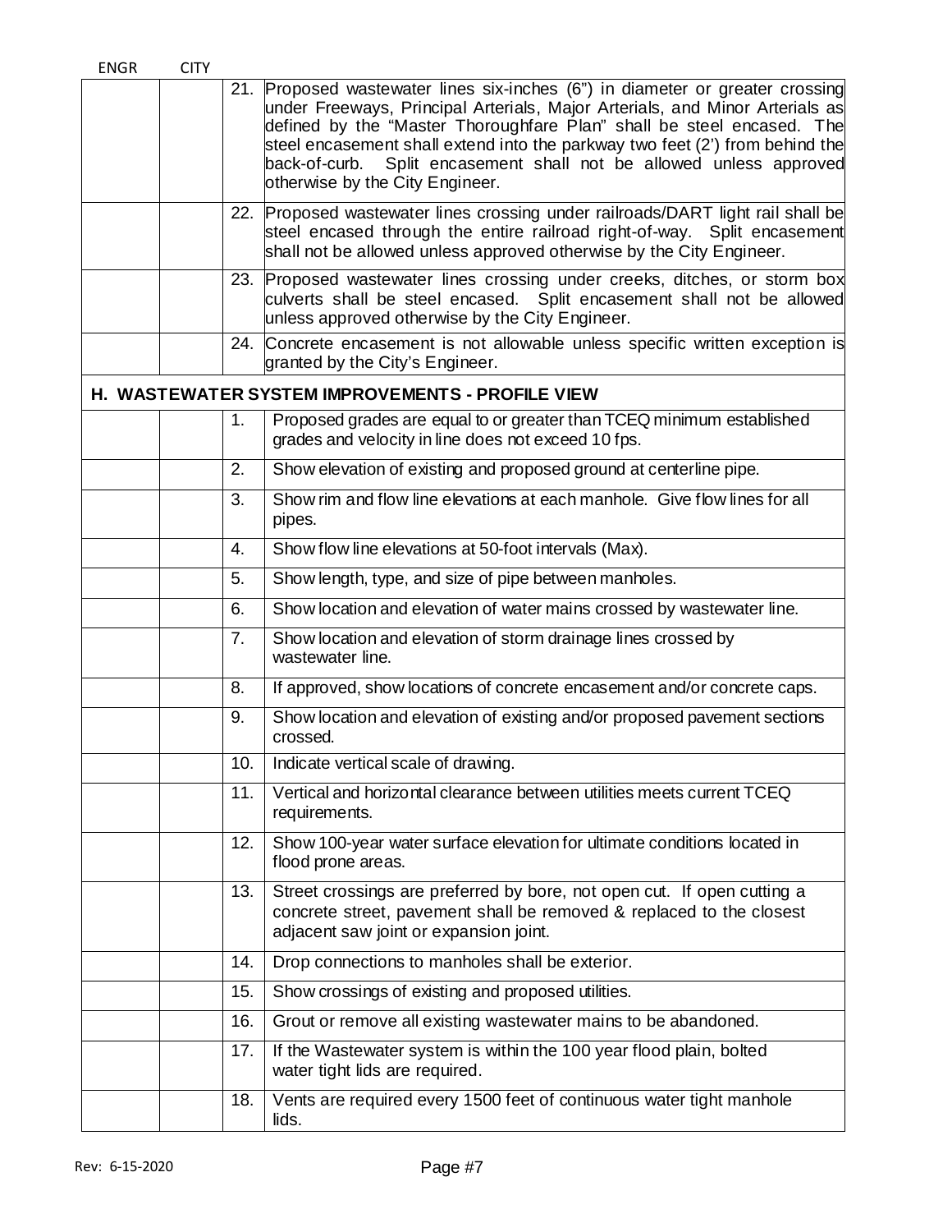| ENGR | CITY | | |
|---|---|---|---|
| | | 21. | Proposed wastewater lines six-inches (6") in diameter or greater crossing under Freeways, Principal Arterials, Major Arterials, and Minor Arterials as defined by the "Master Thoroughfare Plan" shall be steel encased. The steel encasement shall extend into the parkway two feet (2') from behind the back-of-curb. Split encasement shall not be allowed unless approved otherwise by the City Engineer. |
| | | 22. | Proposed wastewater lines crossing under railroads/DART light rail shall be steel encased through the entire railroad right-of-way. Split encasement shall not be allowed unless approved otherwise by the City Engineer. |
| | | 23. | Proposed wastewater lines crossing under creeks, ditches, or storm box culverts shall be steel encased. Split encasement shall not be allowed unless approved otherwise by the City Engineer. |
| | | 24. | Concrete encasement is not allowable unless specific written exception is granted by the City's Engineer. |

## H. WASTEWATER SYSTEM IMPROVEMENTS - PROFILE VIEW

| ENGR | CITY | | |
|---|---|---|---|
| | | 1. | Proposed grades are equal to or greater than TCEQ minimum established grades and velocity in line does not exceed 10 fps. |
| | | 2. | Show elevation of existing and proposed ground at centerline pipe. |
| | | 3. | Show rim and flow line elevations at each manhole. Give flow lines for all pipes. |
| | | 4. | Show flow line elevations at 50-foot intervals (Max). |
| | | 5. | Show length, type, and size of pipe between manholes. |
| | | 6. | Show location and elevation of water mains crossed by wastewater line. |
| | | 7. | Show location and elevation of storm drainage lines crossed by wastewater line. |
| | | 8. | If approved, show locations of concrete encasement and/or concrete caps. |
| | | 9. | Show location and elevation of existing and/or proposed pavement sections crossed. |
| | | 10. | Indicate vertical scale of drawing. |
| | | 11. | Vertical and horizontal clearance between utilities meets current TCEQ requirements. |
| | | 12. | Show 100-year water surface elevation for ultimate conditions located in flood prone areas. |
| | | 13. | Street crossings are preferred by bore, not open cut. If open cutting a concrete street, pavement shall be removed & replaced to the closest adjacent saw joint or expansion joint. |
| | | 14. | Drop connections to manholes shall be exterior. |
| | | 15. | Show crossings of existing and proposed utilities. |
| | | 16. | Grout or remove all existing wastewater mains to be abandoned. |
| | | 17. | If the Wastewater system is within the 100 year flood plain, bolted water tight lids are required. |
| | | 18. | Vents are required every 1500 feet of continuous water tight manhole lids. |

Rev: 6-15-2020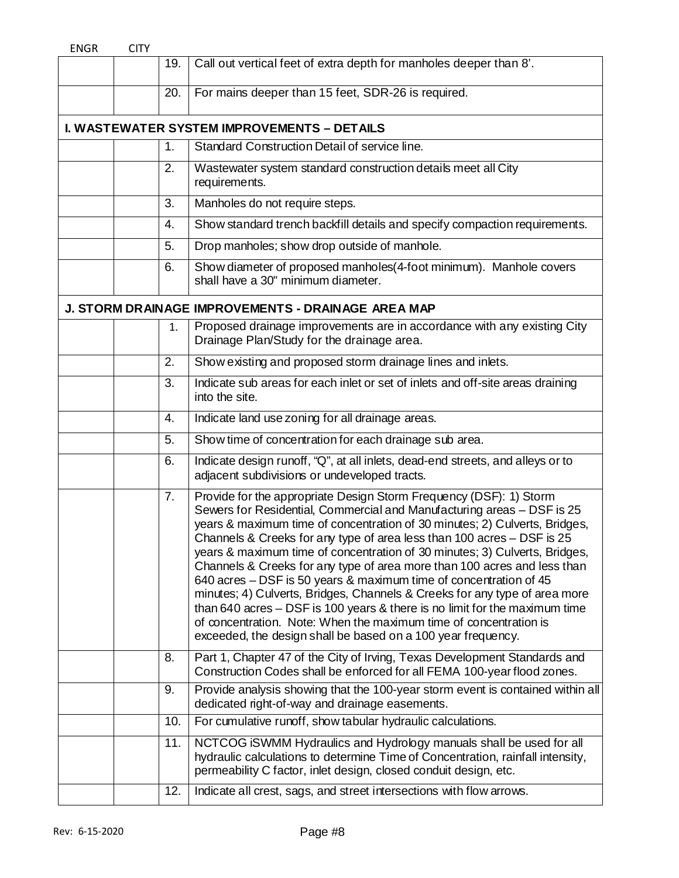| ENGR | CITY | | |
|---|---|---|---|
| | | 19. | Call out vertical feet of extra depth for manholes deeper than 8’. |
| | | 20. | For mains deeper than 15 feet, SDR-26 is required. |
| **I. WASTEWATER SYSTEM IMPROVEMENTS – DETAILS** | | | |
| | | 1. | Standard Construction Detail of service line. |
| | | 2. | Wastewater system standard construction details meet all City requirements. |
| | | 3. | Manholes do not require steps. |
| | | 4. | Show standard trench backfill details and specify compaction requirements. |
| | | 5. | Drop manholes; show drop outside of manhole. |
| | | 6. | Show diameter of proposed manholes(4-foot minimum). Manhole covers shall have a 30" minimum diameter. |
| **J. STORM DRAINAGE IMPROVEMENTS - DRAINAGE AREA MAP** | | | |
| | | 1. | Proposed drainage improvements are in accordance with any existing City Drainage Plan/Study for the drainage area. |
| | | 2. | Show existing and proposed storm drainage lines and inlets. |
| | | 3. | Indicate sub areas for each inlet or set of inlets and off-site areas draining into the site. |
| | | 4. | Indicate land use zoning for all drainage areas. |
| | | 5. | Show time of concentration for each drainage sub area. |
| | | 6. | Indicate design runoff, “Q”, at all inlets, dead-end streets, and alleys or to adjacent subdivisions or undeveloped tracts. |
| | | 7. | Provide for the appropriate Design Storm Frequency (DSF): 1) Storm Sewers for Residential, Commercial and Manufacturing areas – DSF is 25 years & maximum time of concentration of 30 minutes; 2) Culverts, Bridges, Channels & Creeks for any type of area less than 100 acres – DSF is 25 years & maximum time of concentration of 30 minutes; 3) Culverts, Bridges, Channels & Creeks for any type of area more than 100 acres and less than 640 acres – DSF is 50 years & maximum time of concentration of 45 minutes; 4) Culverts, Bridges, Channels & Creeks for any type of area more than 640 acres – DSF is 100 years & there is no limit for the maximum time of concentration. Note: When the maximum time of concentration is exceeded, the design shall be based on a 100 year frequency. |
| | | 8. | Part 1, Chapter 47 of the City of Irving, Texas Development Standards and Construction Codes shall be enforced for all FEMA 100-year flood zones. |
| | | 9. | Provide analysis showing that the 100-year storm event is contained within all dedicated right-of-way and drainage easements. |
| | | 10. | For cumulative runoff, show tabular hydraulic calculations. |
| | | 11. | NCTCOG iSWMM Hydraulics and Hydrology manuals shall be used for all hydraulic calculations to determine Time of Concentration, rainfall intensity, permeability C factor, inlet design, closed conduit design, etc. |
| | | 12. | Indicate all crest, sags, and street intersections with flow arrows. |

Rev: 6-15-2020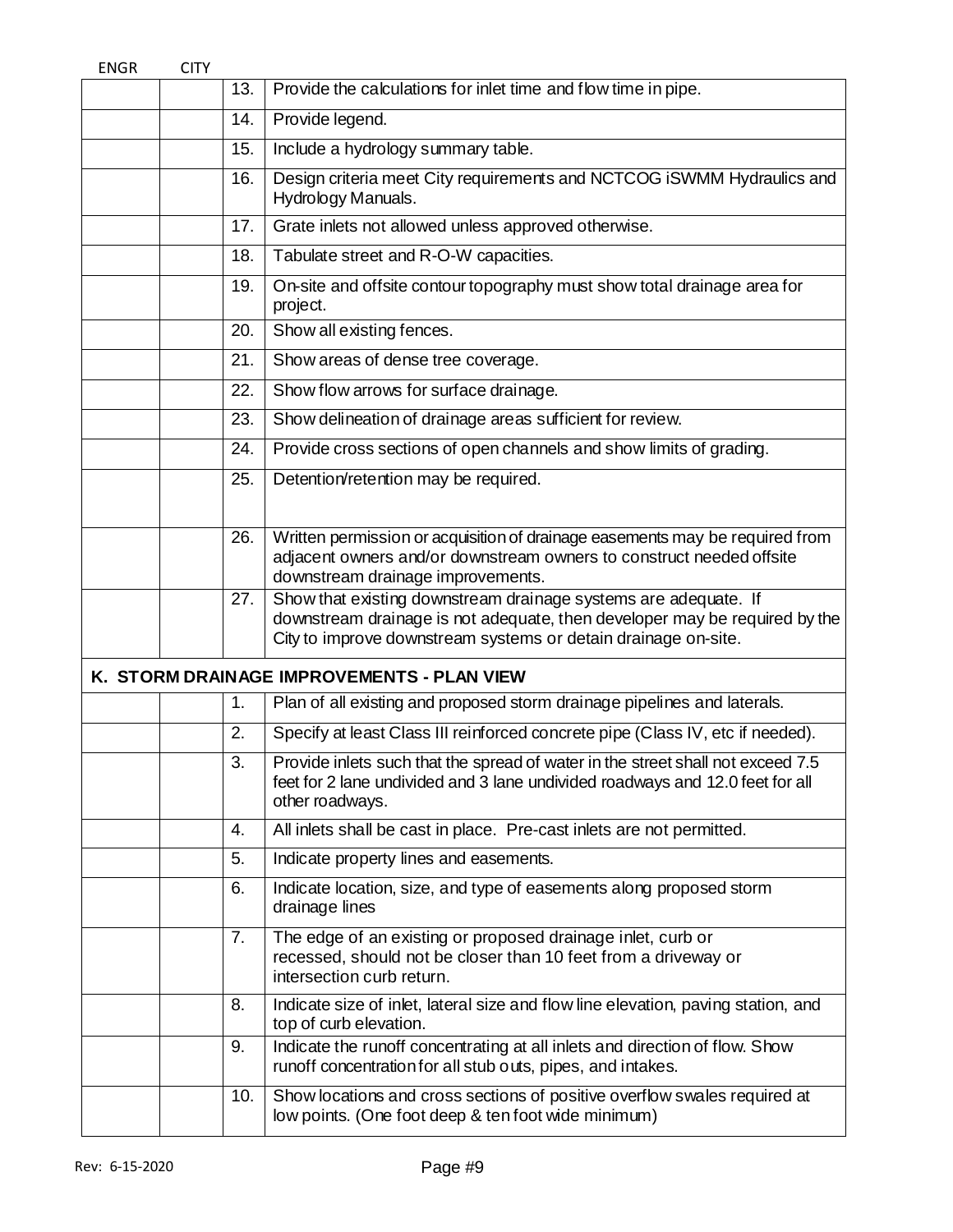| ENGR | CITY | | |
|---|---|---|---|
| | | 13. | Provide the calculations for inlet time and flow time in pipe. |
| | | 14. | Provide legend. |
| | | 15. | Include a hydrology summary table. |
| | | 16. | Design criteria meet City requirements and NCTCOG iSWMM Hydraulics and Hydrology Manuals. |
| | | 17. | Grate inlets not allowed unless approved otherwise. |
| | | 18. | Tabulate street and R-O-W capacities. |
| | | 19. | On-site and offsite contour topography must show total drainage area for project. |
| | | 20. | Show all existing fences. |
| | | 21. | Show areas of dense tree coverage. |
| | | 22. | Show flow arrows for surface drainage. |
| | | 23. | Show delineation of drainage areas sufficient for review. |
| | | 24. | Provide cross sections of open channels and show limits of grading. |
| | | 25. | Detention/retention may be required. |
| | | 26. | Written permission or acquisition of drainage easements may be required from adjacent owners and/or downstream owners to construct needed offsite downstream drainage improvements. |
| | | 27. | Show that existing downstream drainage systems are adequate. If downstream drainage is not adequate, then developer may be required by the City to improve downstream systems or detain drainage on-site. |
| **K. STORM DRAINAGE IMPROVEMENTS - PLAN VIEW** | | | |
| | | 1. | Plan of all existing and proposed storm drainage pipelines and laterals. |
| | | 2. | Specify at least Class III reinforced concrete pipe (Class IV, etc if needed). |
| | | 3. | Provide inlets such that the spread of water in the street shall not exceed 7.5 feet for 2 lane undivided and 3 lane undivided roadways and 12.0 feet for all other roadways. |
| | | 4. | All inlets shall be cast in place. Pre-cast inlets are not permitted. |
| | | 5. | Indicate property lines and easements. |
| | | 6. | Indicate location, size, and type of easements along proposed storm drainage lines |
| | | 7. | The edge of an existing or proposed drainage inlet, curb or recessed, should not be closer than 10 feet from a driveway or intersection curb return. |
| | | 8. | Indicate size of inlet, lateral size and flow line elevation, paving station, and top of curb elevation. |
| | | 9. | Indicate the runoff concentrating at all inlets and direction of flow. Show runoff concentration for all stub outs, pipes, and intakes. |
| | | 10. | Show locations and cross sections of positive overflow swales required at low points. (One foot deep & ten foot wide minimum) |

Rev: 6-15-2020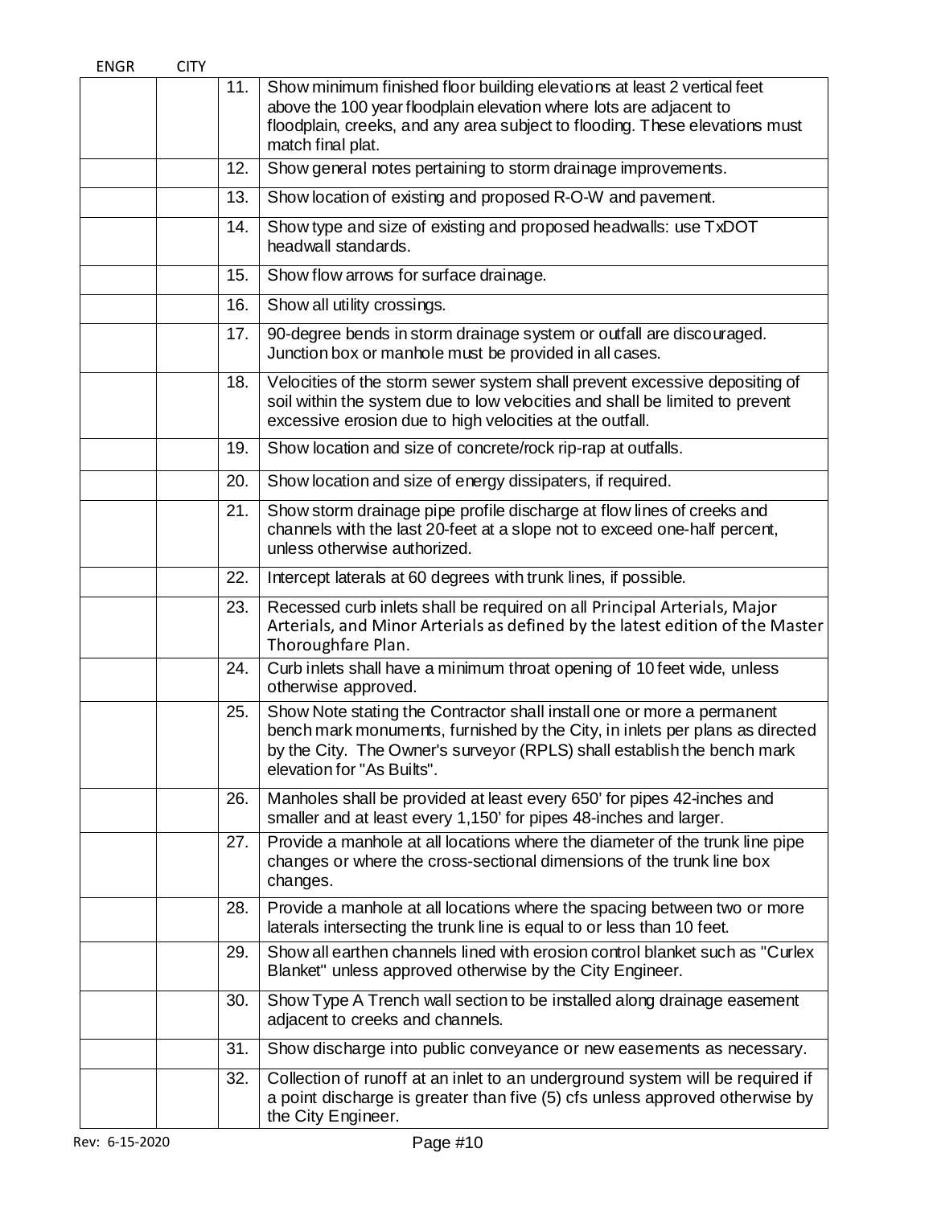| ENGR | CITY | | |
|---|---|---|---|
| | | 11. | Show minimum finished floor building elevations at least 2 vertical feet above the 100 year floodplain elevation where lots are adjacent to floodplain, creeks, and any area subject to flooding. These elevations must match final plat. |
| | | 12. | Show general notes pertaining to storm drainage improvements. |
| | | 13. | Show location of existing and proposed R-O-W and pavement. |
| | | 14. | Show type and size of existing and proposed headwalls: use TxDOT headwall standards. |
| | | 15. | Show flow arrows for surface drainage. |
| | | 16. | Show all utility crossings. |
| | | 17. | 90-degree bends in storm drainage system or outfall are discouraged. Junction box or manhole must be provided in all cases. |
| | | 18. | Velocities of the storm sewer system shall prevent excessive depositing of soil within the system due to low velocities and shall be limited to prevent excessive erosion due to high velocities at the outfall. |
| | | 19. | Show location and size of concrete/rock rip-rap at outfalls. |
| | | 20. | Show location and size of energy dissipaters, if required. |
| | | 21. | Show storm drainage pipe profile discharge at flow lines of creeks and channels with the last 20-feet at a slope not to exceed one-half percent, unless otherwise authorized. |
| | | 22. | Intercept laterals at 60 degrees with trunk lines, if possible. |
| | | 23. | Recessed curb inlets shall be required on all Principal Arterials, Major Arterials, and Minor Arterials as defined by the latest edition of the Master Thoroughfare Plan. |
| | | 24. | Curb inlets shall have a minimum throat opening of 10 feet wide, unless otherwise approved. |
| | | 25. | Show Note stating the Contractor shall install one or more a permanent bench mark monuments, furnished by the City, in inlets per plans as directed by the City. The Owner's surveyor (RPLS) shall establish the bench mark elevation for "As Builts". |
| | | 26. | Manholes shall be provided at least every 650' for pipes 42-inches and smaller and at least every 1,150' for pipes 48-inches and larger. |
| | | 27. | Provide a manhole at all locations where the diameter of the trunk line pipe changes or where the cross-sectional dimensions of the trunk line box changes. |
| | | 28. | Provide a manhole at all locations where the spacing between two or more laterals intersecting the trunk line is equal to or less than 10 feet. |
| | | 29. | Show all earthen channels lined with erosion control blanket such as "Curlex Blanket" unless approved otherwise by the City Engineer. |
| | | 30. | Show Type A Trench wall section to be installed along drainage easement adjacent to creeks and channels. |
| | | 31. | Show discharge into public conveyance or new easements as necessary. |
| | | 32. | Collection of runoff at an inlet to an underground system will be required if a point discharge is greater than five (5) cfs unless approved otherwise by the City Engineer. |

Rev: 6-15-2020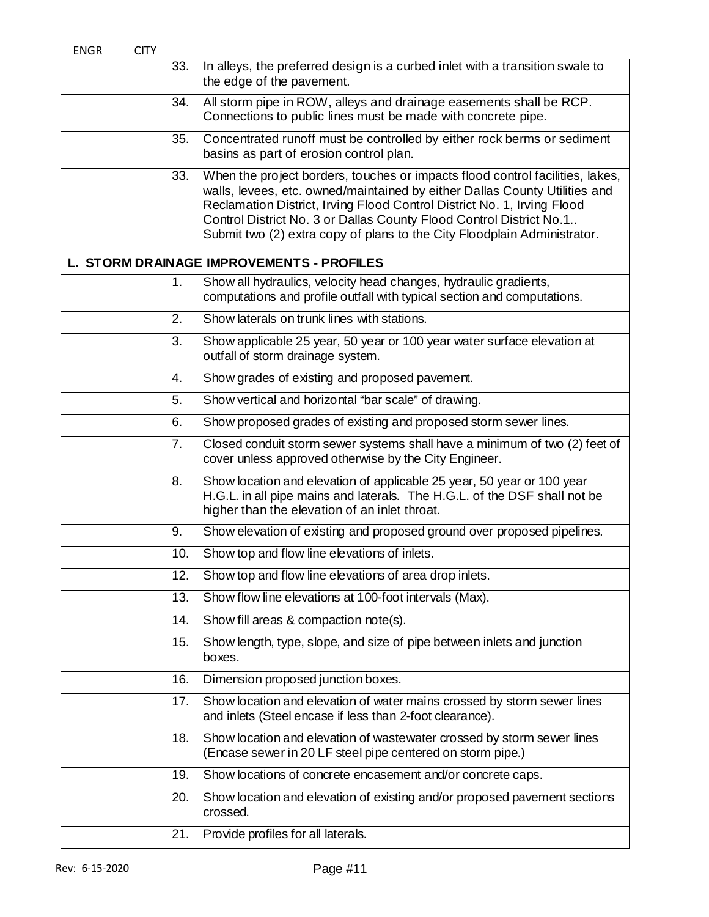| ENGR | CITY | | |
|---|---|---|---|
| | | 33. | In alleys, the preferred design is a curbed inlet with a transition swale to the edge of the pavement. |
| | | 34. | All storm pipe in ROW, alleys and drainage easements shall be RCP. Connections to public lines must be made with concrete pipe. |
| | | 35. | Concentrated runoff must be controlled by either rock berms or sediment basins as part of erosion control plan. |
| | | 33. | When the project borders, touches or impacts flood control facilities, lakes, walls, levees, etc. owned/maintained by either Dallas County Utilities and Reclamation District, Irving Flood Control District No. 1, Irving Flood Control District No. 3 or Dallas County Flood Control District No.1.. Submit two (2) extra copy of plans to the City Floodplain Administrator. |
| **L. STORM DRAINAGE IMPROVEMENTS - PROFILES** | | | |
| | | 1. | Show all hydraulics, velocity head changes, hydraulic gradients, computations and profile outfall with typical section and computations. |
| | | 2. | Show laterals on trunk lines with stations. |
| | | 3. | Show applicable 25 year, 50 year or 100 year water surface elevation at outfall of storm drainage system. |
| | | 4. | Show grades of existing and proposed pavement. |
| | | 5. | Show vertical and horizontal "bar scale" of drawing. |
| | | 6. | Show proposed grades of existing and proposed storm sewer lines. |
| | | 7. | Closed conduit storm sewer systems shall have a minimum of two (2) feet of cover unless approved otherwise by the City Engineer. |
| | | 8. | Show location and elevation of applicable 25 year, 50 year or 100 year H.G.L. in all pipe mains and laterals. The H.G.L. of the DSF shall not be higher than the elevation of an inlet throat. |
| | | 9. | Show elevation of existing and proposed ground over proposed pipelines. |
| | | 10. | Show top and flow line elevations of inlets. |
| | | 12. | Show top and flow line elevations of area drop inlets. |
| | | 13. | Show flow line elevations at 100-foot intervals (Max). |
| | | 14. | Show fill areas & compaction note(s). |
| | | 15. | Show length, type, slope, and size of pipe between inlets and junction boxes. |
| | | 16. | Dimension proposed junction boxes. |
| | | 17. | Show location and elevation of water mains crossed by storm sewer lines and inlets (Steel encase if less than 2-foot clearance). |
| | | 18. | Show location and elevation of wastewater crossed by storm sewer lines (Encase sewer in 20 LF steel pipe centered on storm pipe.) |
| | | 19. | Show locations of concrete encasement and/or concrete caps. |
| | | 20. | Show location and elevation of existing and/or proposed pavement sections crossed. |
| | | 21. | Provide profiles for all laterals. |

Rev: 6-15-2020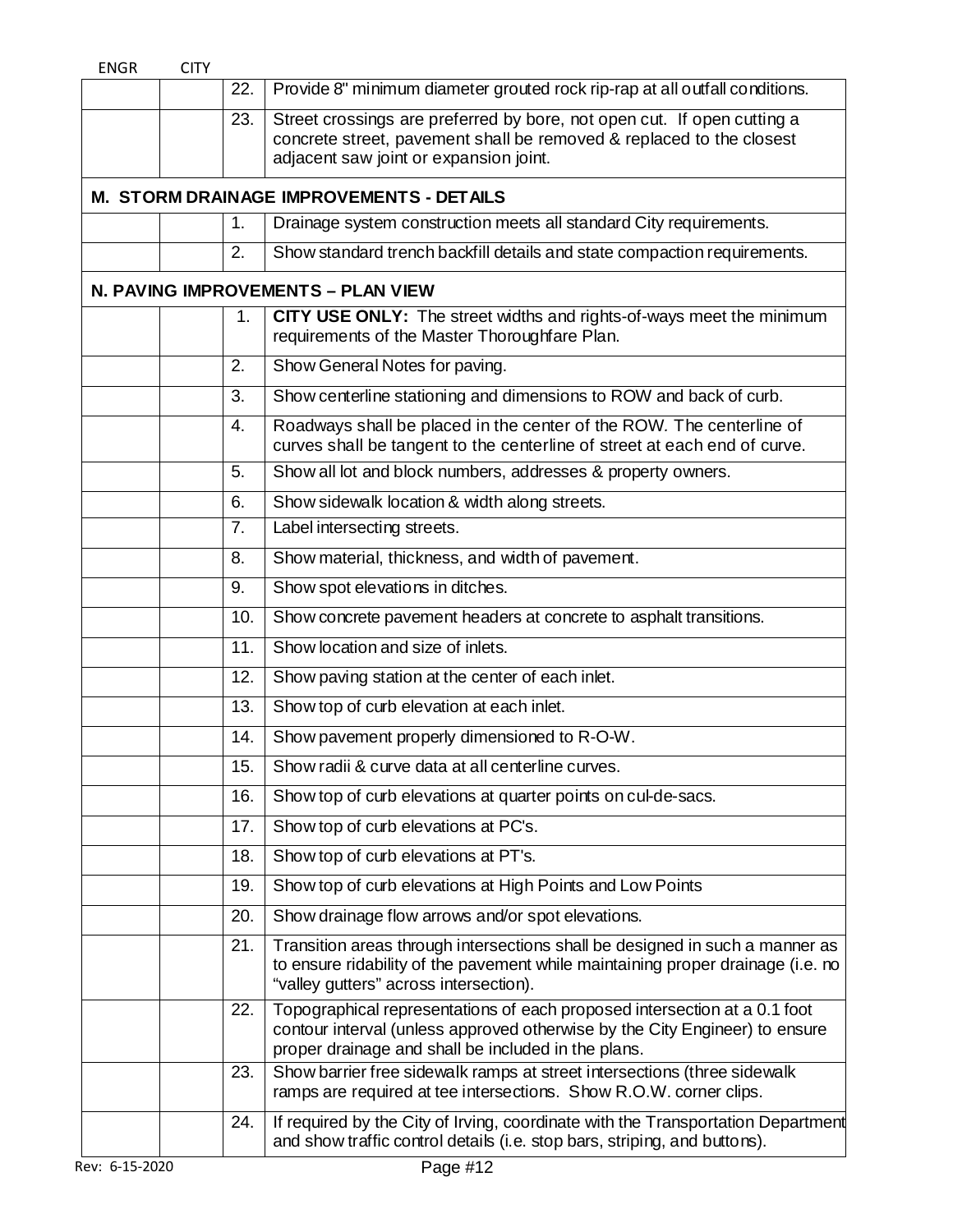| ENGR | CITY | | |
|---|---|---|---|
| | | 22. | Provide 8" minimum diameter grouted rock rip-rap at all outfall conditions. |
| | | 23. | Street crossings are preferred by bore, not open cut. If open cutting a concrete street, pavement shall be removed & replaced to the closest adjacent saw joint or expansion joint. |
| **M. STORM DRAINAGE IMPROVEMENTS - DETAILS** | | | |
| | | 1. | Drainage system construction meets all standard City requirements. |
| | | 2. | Show standard trench backfill details and state compaction requirements. |
| **N. PAVING IMPROVEMENTS – PLAN VIEW** | | | |
| | | 1. | **CITY USE ONLY:** The street widths and rights-of-ways meet the minimum requirements of the Master Thoroughfare Plan. |
| | | 2. | Show General Notes for paving. |
| | | 3. | Show centerline stationing and dimensions to ROW and back of curb. |
| | | 4. | Roadways shall be placed in the center of the ROW. The centerline of curves shall be tangent to the centerline of street at each end of curve. |
| | | 5. | Show all lot and block numbers, addresses & property owners. |
| | | 6. | Show sidewalk location & width along streets. |
| | | 7. | Label intersecting streets. |
| | | 8. | Show material, thickness, and width of pavement. |
| | | 9. | Show spot elevations in ditches. |
| | | 10. | Show concrete pavement headers at concrete to asphalt transitions. |
| | | 11. | Show location and size of inlets. |
| | | 12. | Show paving station at the center of each inlet. |
| | | 13. | Show top of curb elevation at each inlet. |
| | | 14. | Show pavement properly dimensioned to R-O-W. |
| | | 15. | Show radii & curve data at all centerline curves. |
| | | 16. | Show top of curb elevations at quarter points on cul-de-sacs. |
| | | 17. | Show top of curb elevations at PC's. |
| | | 18. | Show top of curb elevations at PT's. |
| | | 19. | Show top of curb elevations at High Points and Low Points |
| | | 20. | Show drainage flow arrows and/or spot elevations. |
| | | 21. | Transition areas through intersections shall be designed in such a manner as to ensure ridability of the pavement while maintaining proper drainage (i.e. no "valley gutters" across intersection). |
| | | 22. | Topographical representations of each proposed intersection at a 0.1 foot contour interval (unless approved otherwise by the City Engineer) to ensure proper drainage and shall be included in the plans. |
| | | 23. | Show barrier free sidewalk ramps at street intersections (three sidewalk ramps are required at tee intersections. Show R.O.W. corner clips. |
| | | 24. | If required by the City of Irving, coordinate with the Transportation Department and show traffic control details (i.e. stop bars, striping, and buttons). |

Rev: 6-15-2020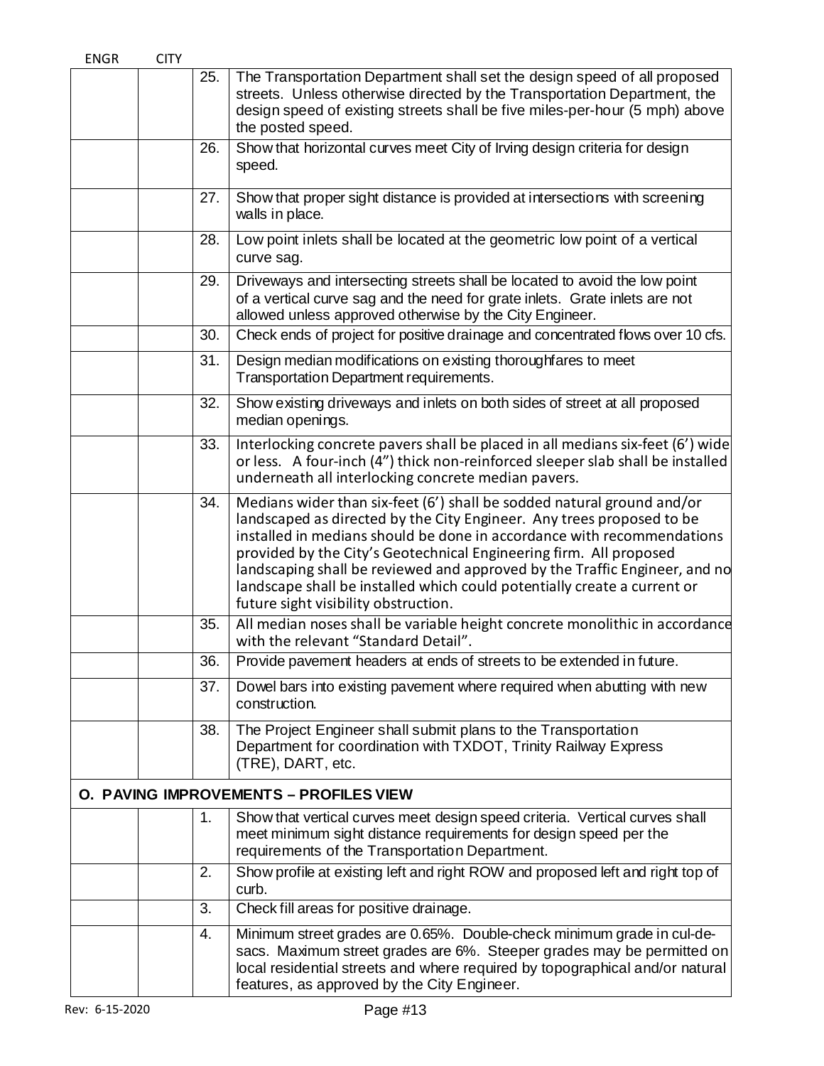| ENGR | CITY | | |
|---|---|---|---|
| | | 25. | The Transportation Department shall set the design speed of all proposed streets. Unless otherwise directed by the Transportation Department, the design speed of existing streets shall be five miles-per-hour (5 mph) above the posted speed. |
| | | 26. | Show that horizontal curves meet City of Irving design criteria for design speed. |
| | | 27. | Show that proper sight distance is provided at intersections with screening walls in place. |
| | | 28. | Low point inlets shall be located at the geometric low point of a vertical curve sag. |
| | | 29. | Driveways and intersecting streets shall be located to avoid the low point of a vertical curve sag and the need for grate inlets. Grate inlets are not allowed unless approved otherwise by the City Engineer. |
| | | 30. | Check ends of project for positive drainage and concentrated flows over 10 cfs. |
| | | 31. | Design median modifications on existing thoroughfares to meet Transportation Department requirements. |
| | | 32. | Show existing driveways and inlets on both sides of street at all proposed median openings. |
| | | 33. | Interlocking concrete pavers shall be placed in all medians six-feet (6') wide or less. A four-inch (4") thick non-reinforced sleeper slab shall be installed underneath all interlocking concrete median pavers. |
| | | 34. | Medians wider than six-feet (6') shall be sodded natural ground and/or landscaped as directed by the City Engineer. Any trees proposed to be installed in medians should be done in accordance with recommendations provided by the City's Geotechnical Engineering firm. All proposed landscaping shall be reviewed and approved by the Traffic Engineer, and no landscape shall be installed which could potentially create a current or future sight visibility obstruction. |
| | | 35. | All median noses shall be variable height concrete monolithic in accordance with the relevant "Standard Detail". |
| | | 36. | Provide pavement headers at ends of streets to be extended in future. |
| | | 37. | Dowel bars into existing pavement where required when abutting with new construction. |
| | | 38. | The Project Engineer shall submit plans to the Transportation Department for coordination with TXDOT, Trinity Railway Express (TRE), DART, etc. |
| **O. PAVING IMPROVEMENTS – PROFILES VIEW** | | | |
| | | 1. | Show that vertical curves meet design speed criteria. Vertical curves shall meet minimum sight distance requirements for design speed per the requirements of the Transportation Department. |
| | | 2. | Show profile at existing left and right ROW and proposed left and right top of curb. |
| | | 3. | Check fill areas for positive drainage. |
| | | 4. | Minimum street grades are 0.65%. Double-check minimum grade in cul-de-sacs. Maximum street grades are 6%. Steeper grades may be permitted on local residential streets and where required by topographical and/or natural features, as approved by the City Engineer. |

Rev: 6-15-2020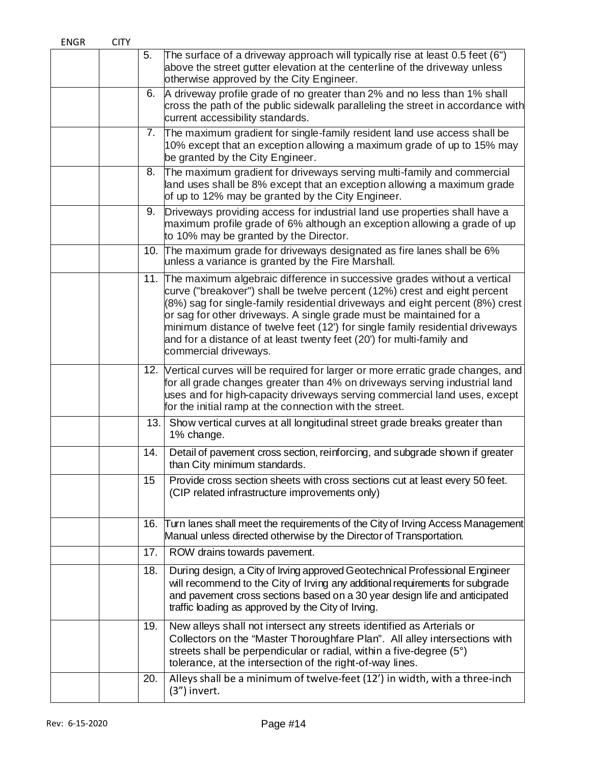| ENGR | CITY | | |
|---|---|---|---|
| | | 5. | The surface of a driveway approach will typically rise at least 0.5 feet (6") above the street gutter elevation at the centerline of the driveway unless otherwise approved by the City Engineer. |
| | | 6. | A driveway profile grade of no greater than 2% and no less than 1% shall cross the path of the public sidewalk paralleling the street in accordance with current accessibility standards. |
| | | 7. | The maximum gradient for single-family resident land use access shall be 10% except that an exception allowing a maximum grade of up to 15% may be granted by the City Engineer. |
| | | 8. | The maximum gradient for driveways serving multi-family and commercial land uses shall be 8% except that an exception allowing a maximum grade of up to 12% may be granted by the City Engineer. |
| | | 9. | Driveways providing access for industrial land use properties shall have a maximum profile grade of 6% although an exception allowing a grade of up to 10% may be granted by the Director. |
| | | 10. | The maximum grade for driveways designated as fire lanes shall be 6% unless a variance is granted by the Fire Marshall. |
| | | 11. | The maximum algebraic difference in successive grades without a vertical curve ("breakover") shall be twelve percent (12%) crest and eight percent (8%) sag for single-family residential driveways and eight percent (8%) crest or sag for other driveways. A single grade must be maintained for a minimum distance of twelve feet (12') for single family residential driveways and for a distance of at least twenty feet (20') for multi-family and commercial driveways. |
| | | 12. | Vertical curves will be required for larger or more erratic grade changes, and for all grade changes greater than 4% on driveways serving industrial land uses and for high-capacity driveways serving commercial land uses, except for the initial ramp at the connection with the street. |
| | | 13. | Show vertical curves at all longitudinal street grade breaks greater than 1% change. |
| | | 14. | Detail of pavement cross section, reinforcing, and subgrade shown if greater than City minimum standards. |
| | | 15 | Provide cross section sheets with cross sections cut at least every 50 feet. (CIP related infrastructure improvements only) |
| | | 16. | Turn lanes shall meet the requirements of the City of Irving Access Management Manual unless directed otherwise by the Director of Transportation. |
| | | 17. | ROW drains towards pavement. |
| | | 18. | During design, a City of Irving approved Geotechnical Professional Engineer will recommend to the City of Irving any additional requirements for subgrade and pavement cross sections based on a 30 year design life and anticipated traffic loading as approved by the City of Irving. |
| | | 19. | New alleys shall not intersect any streets identified as Arterials or Collectors on the "Master Thoroughfare Plan". All alley intersections with streets shall be perpendicular or radial, within a five-degree (5°) tolerance, at the intersection of the right-of-way lines. |
| | | 20. | Alleys shall be a minimum of twelve-feet (12') in width, with a three-inch (3") invert. |

Rev: 6-15-2020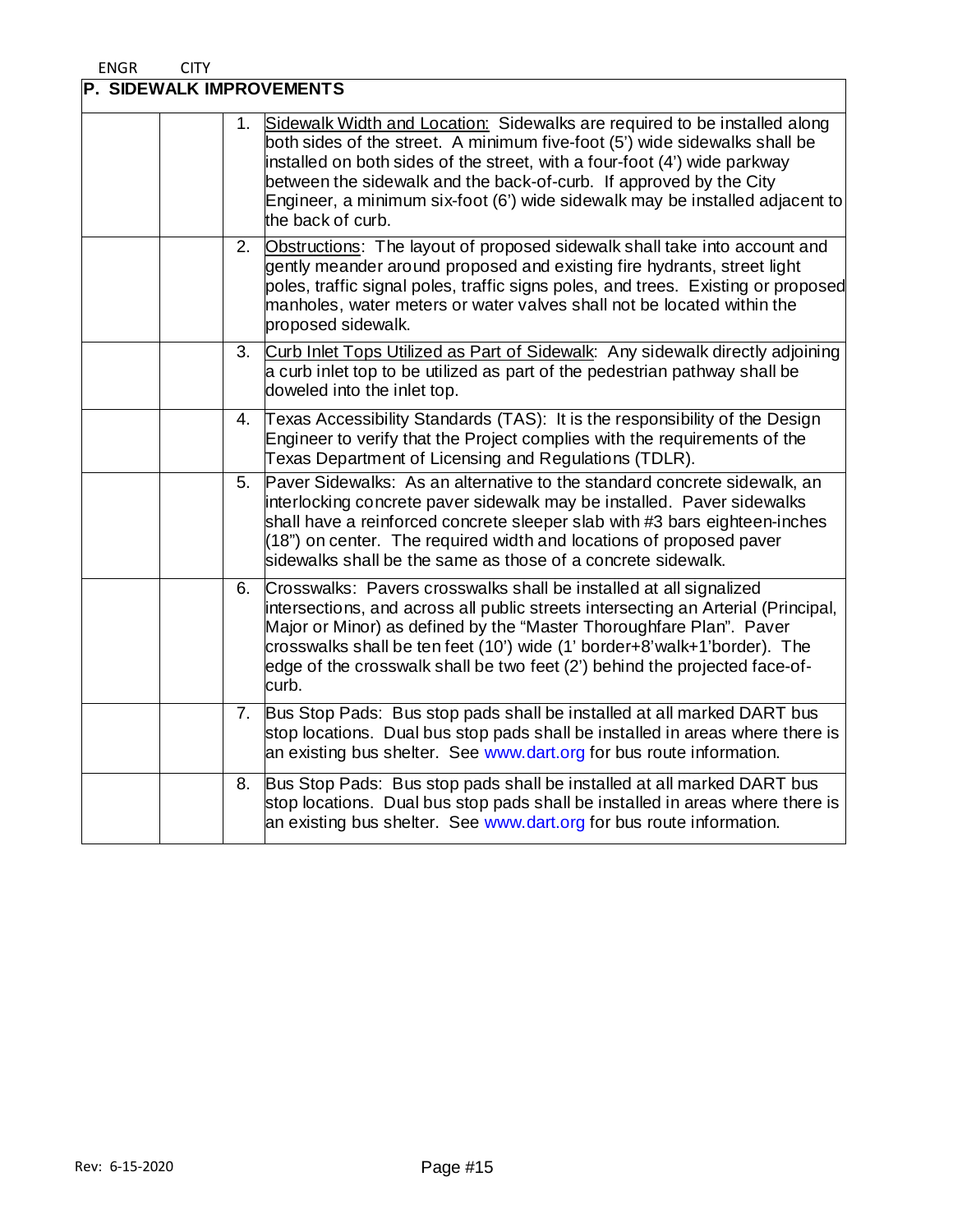| ENGR | CITY | | |
|---|---|---|---|
| **P. SIDEWALK IMPROVEMENTS** | | | |
| | | 1. | Sidewalk Width and Location: Sidewalks are required to be installed along both sides of the street. A minimum five-foot (5') wide sidewalks shall be installed on both sides of the street, with a four-foot (4') wide parkway between the sidewalk and the back-of-curb. If approved by the City Engineer, a minimum six-foot (6') wide sidewalk may be installed adjacent to the back of curb. |
| | | 2. | Obstructions: The layout of proposed sidewalk shall take into account and gently meander around proposed and existing fire hydrants, street light poles, traffic signal poles, traffic signs poles, and trees. Existing or proposed manholes, water meters or water valves shall not be located within the proposed sidewalk. |
| | | 3. | Curb Inlet Tops Utilized as Part of Sidewalk: Any sidewalk directly adjoining a curb inlet top to be utilized as part of the pedestrian pathway shall be doweled into the inlet top. |
| | | 4. | Texas Accessibility Standards (TAS): It is the responsibility of the Design Engineer to verify that the Project complies with the requirements of the Texas Department of Licensing and Regulations (TDLR). |
| | | 5. | Paver Sidewalks: As an alternative to the standard concrete sidewalk, an interlocking concrete paver sidewalk may be installed. Paver sidewalks shall have a reinforced concrete sleeper slab with #3 bars eighteen-inches (18") on center. The required width and locations of proposed paver sidewalks shall be the same as those of a concrete sidewalk. |
| | | 6. | Crosswalks: Pavers crosswalks shall be installed at all signalized intersections, and across all public streets intersecting an Arterial (Principal, Major or Minor) as defined by the "Master Thoroughfare Plan". Paver crosswalks shall be ten feet (10') wide (1' border+8'walk+1'border). The edge of the crosswalk shall be two feet (2') behind the projected face-of-curb. |
| | | 7. | Bus Stop Pads: Bus stop pads shall be installed at all marked DART bus stop locations. Dual bus stop pads shall be installed in areas where there is an existing bus shelter. See www.dart.org for bus route information. |
| | | 8. | Bus Stop Pads: Bus stop pads shall be installed at all marked DART bus stop locations. Dual bus stop pads shall be installed in areas where there is an existing bus shelter. See www.dart.org for bus route information. |

Rev: 6-15-2020